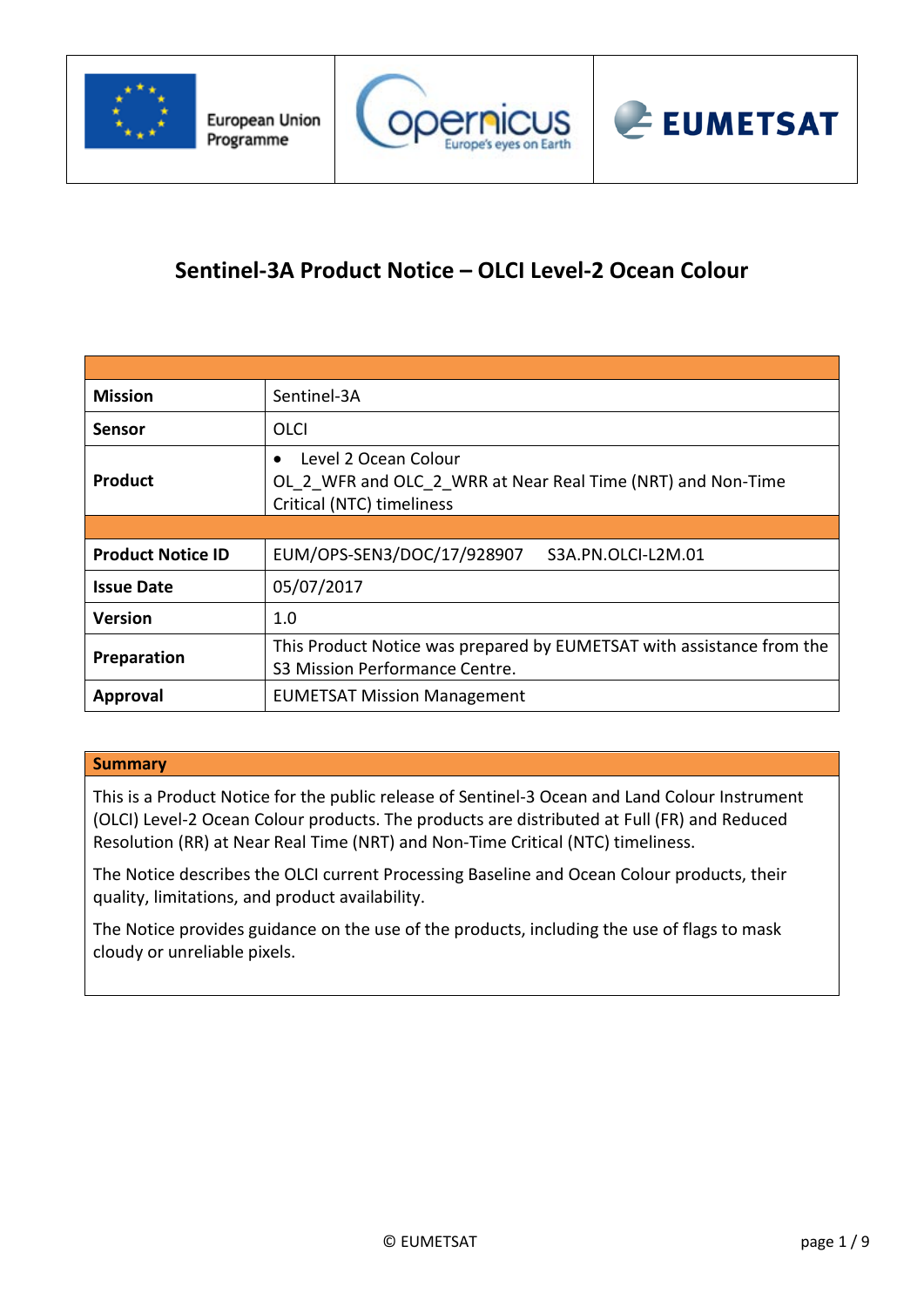European Union Programme | Copernicus Europe's eyes on Earth | EUMETSAT

# Sentinel-3A Product Notice – OLCI Level-2 Ocean Colour

| | |
|---|---|
| **Mission** | Sentinel-3A |
| **Sensor** | OLCI |
| **Product** | • Level 2 Ocean Colour<br>OL_2_WFR and OLC_2_WRR at Near Real Time (NRT) and Non-Time Critical (NTC) timeliness |
| | |
| **Product Notice ID** | EUM/OPS-SEN3/DOC/17/928907 S3A.PN.OLCI-L2M.01 |
| **Issue Date** | 05/07/2017 |
| **Version** | 1.0 |
| **Preparation** | This Product Notice was prepared by EUMETSAT with assistance from the S3 Mission Performance Centre. |
| **Approval** | EUMETSAT Mission Management |

| **Summary** |
|---|
| This is a Product Notice for the public release of Sentinel-3 Ocean and Land Colour Instrument (OLCI) Level-2 Ocean Colour products. The products are distributed at Full (FR) and Reduced Resolution (RR) at Near Real Time (NRT) and Non-Time Critical (NTC) timeliness.<br><br>The Notice describes the OLCI current Processing Baseline and Ocean Colour products, their quality, limitations, and product availability.<br><br>The Notice provides guidance on the use of the products, including the use of flags to mask cloudy or unreliable pixels. |

© EUMETSAT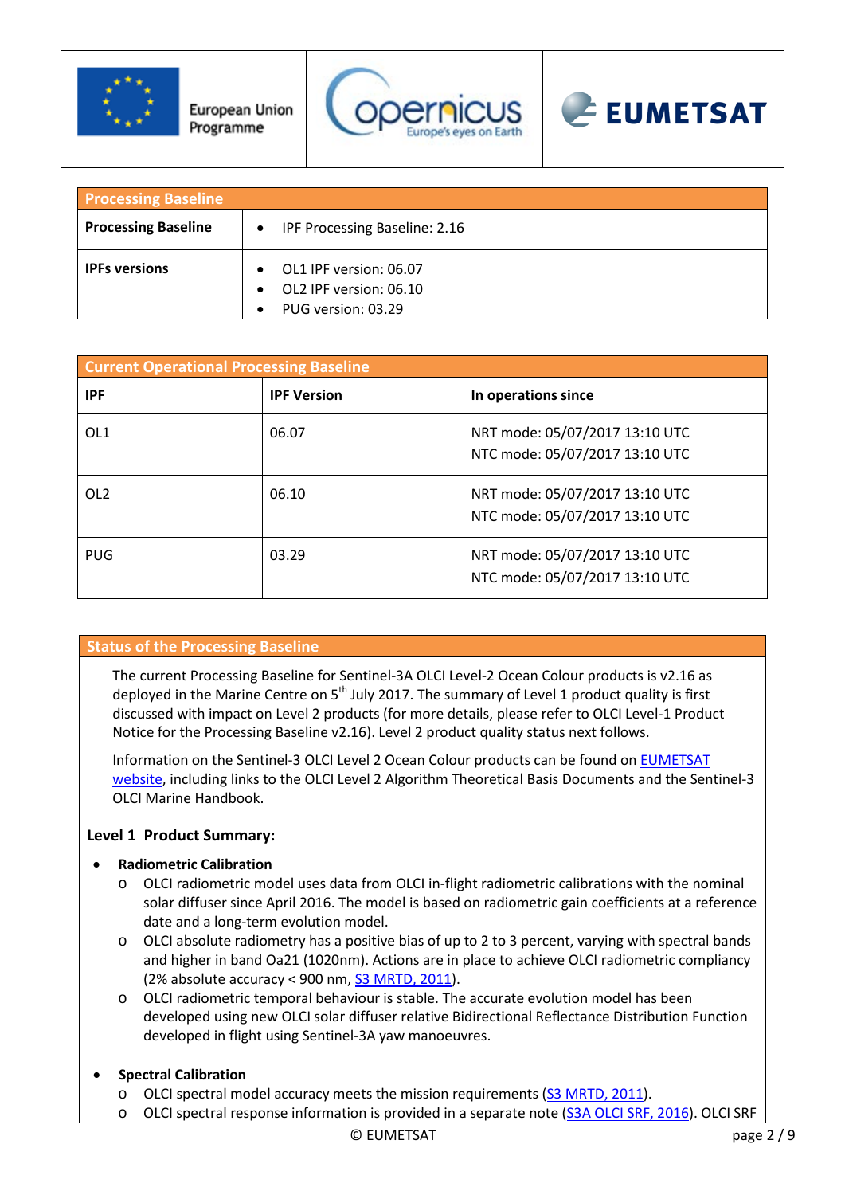European Union Programme | Copernicus Europe's eyes on Earth | EUMETSAT

| Processing Baseline | |
|---|---|
| **Processing Baseline** | • IPF Processing Baseline: 2.16 |
| **IPFs versions** | • OL1 IPF version: 06.07<br>• OL2 IPF version: 06.10<br>• PUG version: 03.29 |

| Current Operational Processing Baseline | | |
|---|---|---|
| **IPF** | **IPF Version** | **In operations since** |
| OL1 | 06.07 | NRT mode: 05/07/2017 13:10 UTC<br>NTC mode: 05/07/2017 13:10 UTC |
| OL2 | 06.10 | NRT mode: 05/07/2017 13:10 UTC<br>NTC mode: 05/07/2017 13:10 UTC |
| PUG | 03.29 | NRT mode: 05/07/2017 13:10 UTC<br>NTC mode: 05/07/2017 13:10 UTC |

## Status of the Processing Baseline

The current Processing Baseline for Sentinel-3A OLCI Level-2 Ocean Colour products is v2.16 as deployed in the Marine Centre on 5th July 2017. The summary of Level 1 product quality is first discussed with impact on Level 2 products (for more details, please refer to OLCI Level-1 Product Notice for the Processing Baseline v2.16). Level 2 product quality status next follows.

Information on the Sentinel-3 OLCI Level 2 Ocean Colour products can be found on EUMETSAT website, including links to the OLCI Level 2 Algorithm Theoretical Basis Documents and the Sentinel-3 OLCI Marine Handbook.

### Level 1 Product Summary:

- **Radiometric Calibration**
  - OLCI radiometric model uses data from OLCI in-flight radiometric calibrations with the nominal solar diffuser since April 2016. The model is based on radiometric gain coefficients at a reference date and a long-term evolution model.
  - OLCI absolute radiometry has a positive bias of up to 2 to 3 percent, varying with spectral bands and higher in band Oa21 (1020nm). Actions are in place to achieve OLCI radiometric compliancy (2% absolute accuracy < 900 nm, S3 MRTD, 2011).
  - OLCI radiometric temporal behaviour is stable. The accurate evolution model has been developed using new OLCI solar diffuser relative Bidirectional Reflectance Distribution Function developed in flight using Sentinel-3A yaw manoeuvres.

- **Spectral Calibration**
  - OLCI spectral model accuracy meets the mission requirements (S3 MRTD, 2011).
  - OLCI spectral response information is provided in a separate note (S3A OLCI SRF, 2016). OLCI SRF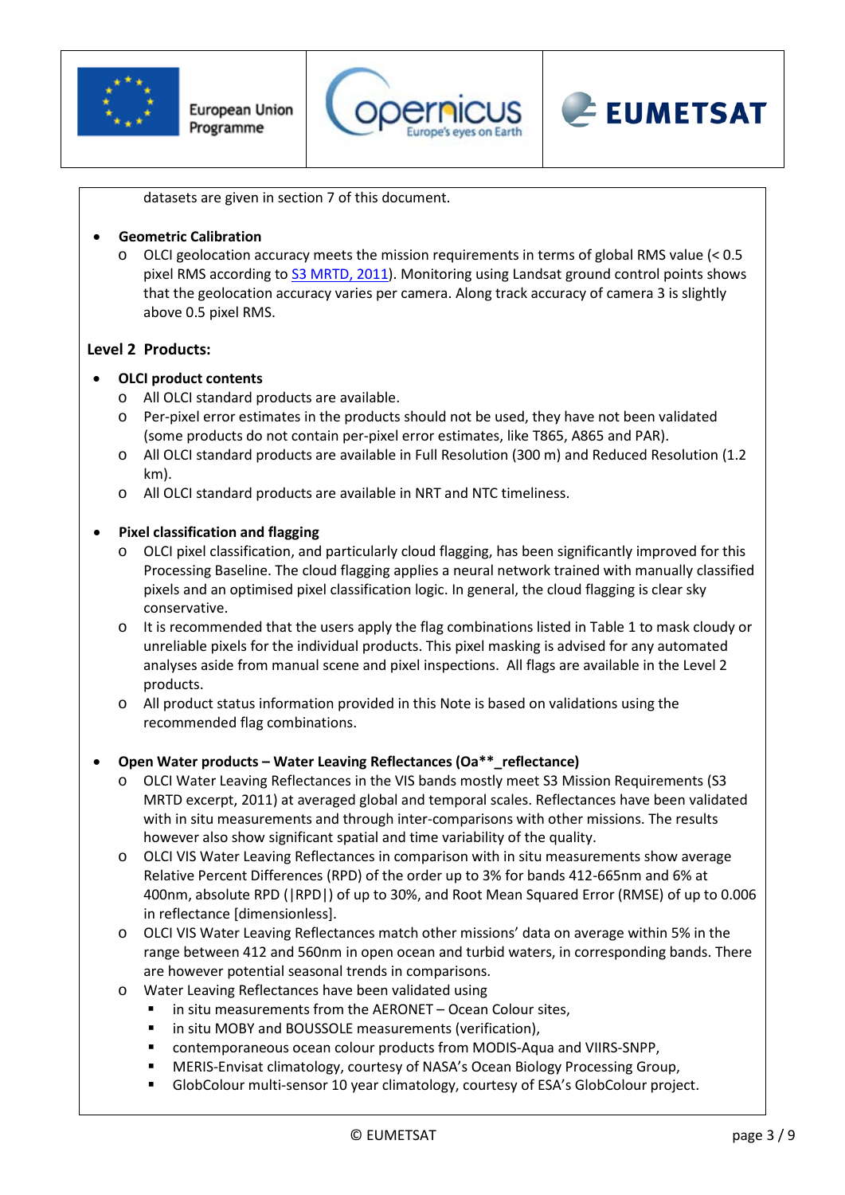datasets are given in section 7 of this document.

- **Geometric Calibration**
  - OLCI geolocation accuracy meets the mission requirements in terms of global RMS value (< 0.5 pixel RMS according to S3 MRTD, 2011). Monitoring using Landsat ground control points shows that the geolocation accuracy varies per camera. Along track accuracy of camera 3 is slightly above 0.5 pixel RMS.

**Level 2 Products:**

- **OLCI product contents**
  - All OLCI standard products are available.
  - Per-pixel error estimates in the products should not be used, they have not been validated (some products do not contain per-pixel error estimates, like T865, A865 and PAR).
  - All OLCI standard products are available in Full Resolution (300 m) and Reduced Resolution (1.2 km).
  - All OLCI standard products are available in NRT and NTC timeliness.

- **Pixel classification and flagging**
  - OLCI pixel classification, and particularly cloud flagging, has been significantly improved for this Processing Baseline. The cloud flagging applies a neural network trained with manually classified pixels and an optimised pixel classification logic. In general, the cloud flagging is clear sky conservative.
  - It is recommended that the users apply the flag combinations listed in Table 1 to mask cloudy or unreliable pixels for the individual products. This pixel masking is advised for any automated analyses aside from manual scene and pixel inspections. All flags are available in the Level 2 products.
  - All product status information provided in this Note is based on validations using the recommended flag combinations.

- **Open Water products – Water Leaving Reflectances (Oa**_reflectance)**
  - OLCI Water Leaving Reflectances in the VIS bands mostly meet S3 Mission Requirements (S3 MRTD excerpt, 2011) at averaged global and temporal scales. Reflectances have been validated with in situ measurements and through inter-comparisons with other missions. The results however also show significant spatial and time variability of the quality.
  - OLCI VIS Water Leaving Reflectances in comparison with in situ measurements show average Relative Percent Differences (RPD) of the order up to 3% for bands 412-665nm and 6% at 400nm, absolute RPD (|RPD|) of up to 30%, and Root Mean Squared Error (RMSE) of up to 0.006 in reflectance [dimensionless].
  - OLCI VIS Water Leaving Reflectances match other missions' data on average within 5% in the range between 412 and 560nm in open ocean and turbid waters, in corresponding bands. There are however potential seasonal trends in comparisons.
  - Water Leaving Reflectances have been validated using
    - in situ measurements from the AERONET – Ocean Colour sites,
    - in situ MOBY and BOUSSOLE measurements (verification),
    - contemporaneous ocean colour products from MODIS-Aqua and VIIRS-SNPP,
    - MERIS-Envisat climatology, courtesy of NASA's Ocean Biology Processing Group,
    - GlobColour multi-sensor 10 year climatology, courtesy of ESA's GlobColour project.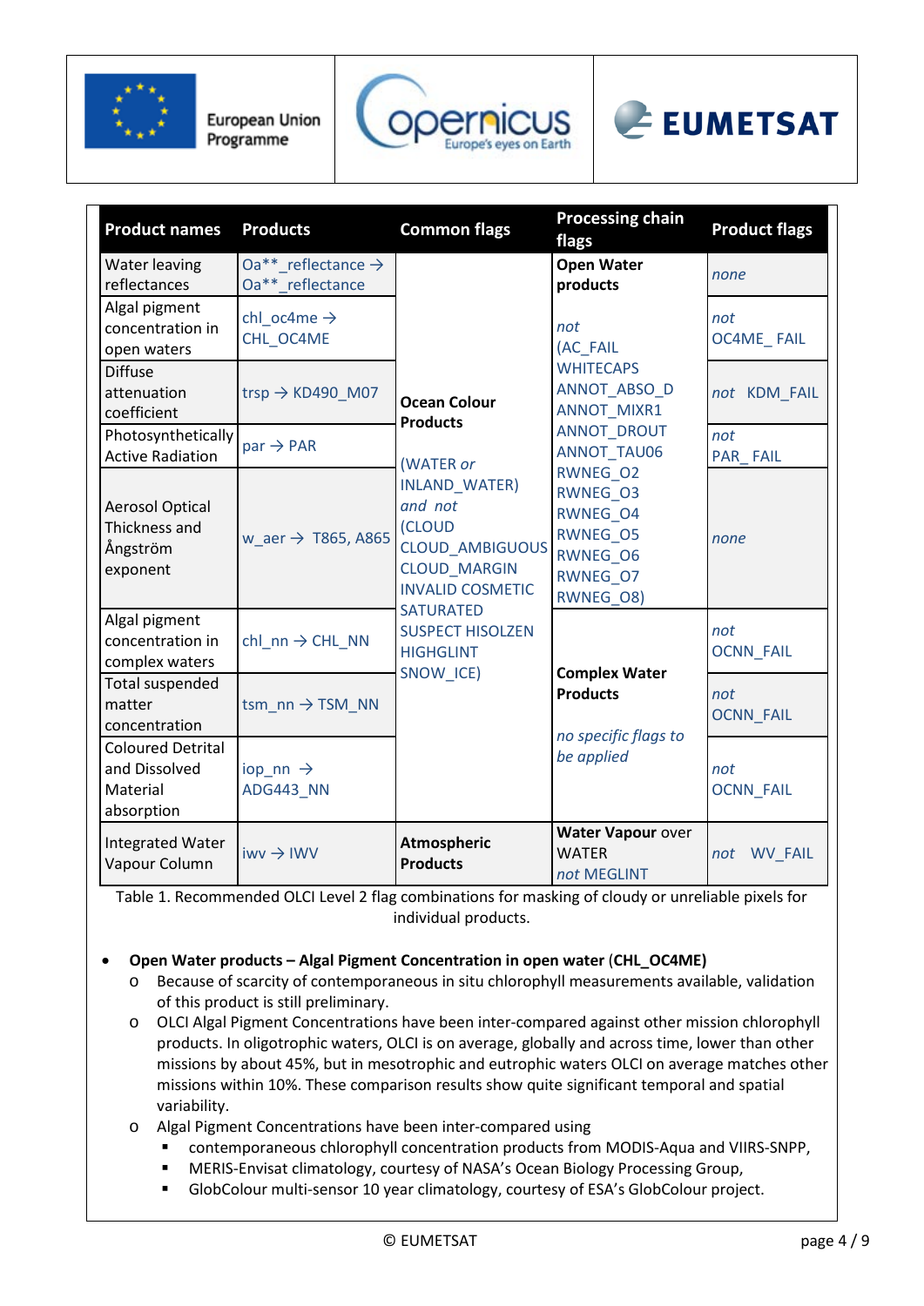| Product names | Products | Common flags | Processing chain flags | Product flags |
|---|---|---|---|---|
| Water leaving reflectances | Oa**_reflectance → Oa**_reflectance | Ocean Colour Products<br><br>(WATER *or* INLAND_WATER) *and not* (CLOUD CLOUD_AMBIGUOUS CLOUD_MARGIN INVALID COSMETIC SATURATED SUSPECT HISOLZEN HIGHGLINT SNOW_ICE) | **Open Water products**<br><br>*not* (AC_FAIL WHITECAPS ANNOT_ABSO_D ANNOT_MIXR1 ANNOT_DROUT ANNOT_TAU06 RWNEG_O2 RWNEG_O3 RWNEG_O4 RWNEG_O5 RWNEG_O6 RWNEG_O7 RWNEG_O8) | *none* |
| Algal pigment concentration in open waters | chl_oc4me → CHL_OC4ME | | | *not* OC4ME_ FAIL |
| Diffuse attenuation coefficient | trsp → KD490_M07 | | | *not* KDM_FAIL |
| Photosynthetically Active Radiation | par → PAR | | | *not* PAR_ FAIL |
| Aerosol Optical Thickness and Ångström exponent | w_aer → T865, A865 | | | *none* |
| Algal pigment concentration in complex waters | chl_nn → CHL_NN | | **Complex Water Products**<br><br>*no specific flags to be applied* | *not* OCNN_FAIL |
| Total suspended matter concentration | tsm_nn → TSM_NN | | | *not* OCNN_FAIL |
| Coloured Detrital and Dissolved Material absorption | iop_nn → ADG443_NN | | | *not* OCNN_FAIL |
| Integrated Water Vapour Column | iwv → IWV | **Atmospheric Products** | **Water Vapour** over WATER *not* MEGLINT | *not* WV_FAIL |

Table 1. Recommended OLCI Level 2 flag combinations for masking of cloudy or unreliable pixels for individual products.

- **Open Water products – Algal Pigment Concentration in open water (CHL_OC4ME)**
  - Because of scarcity of contemporaneous in situ chlorophyll measurements available, validation of this product is still preliminary.
  - OLCI Algal Pigment Concentrations have been inter-compared against other mission chlorophyll products. In oligotrophic waters, OLCI is on average, globally and across time, lower than other missions by about 45%, but in mesotrophic and eutrophic waters OLCI on average matches other missions within 10%. These comparison results show quite significant temporal and spatial variability.
  - Algal Pigment Concentrations have been inter-compared using
    - contemporaneous chlorophyll concentration products from MODIS-Aqua and VIIRS-SNPP,
    - MERIS-Envisat climatology, courtesy of NASA's Ocean Biology Processing Group,
    - GlobColour multi-sensor 10 year climatology, courtesy of ESA's GlobColour project.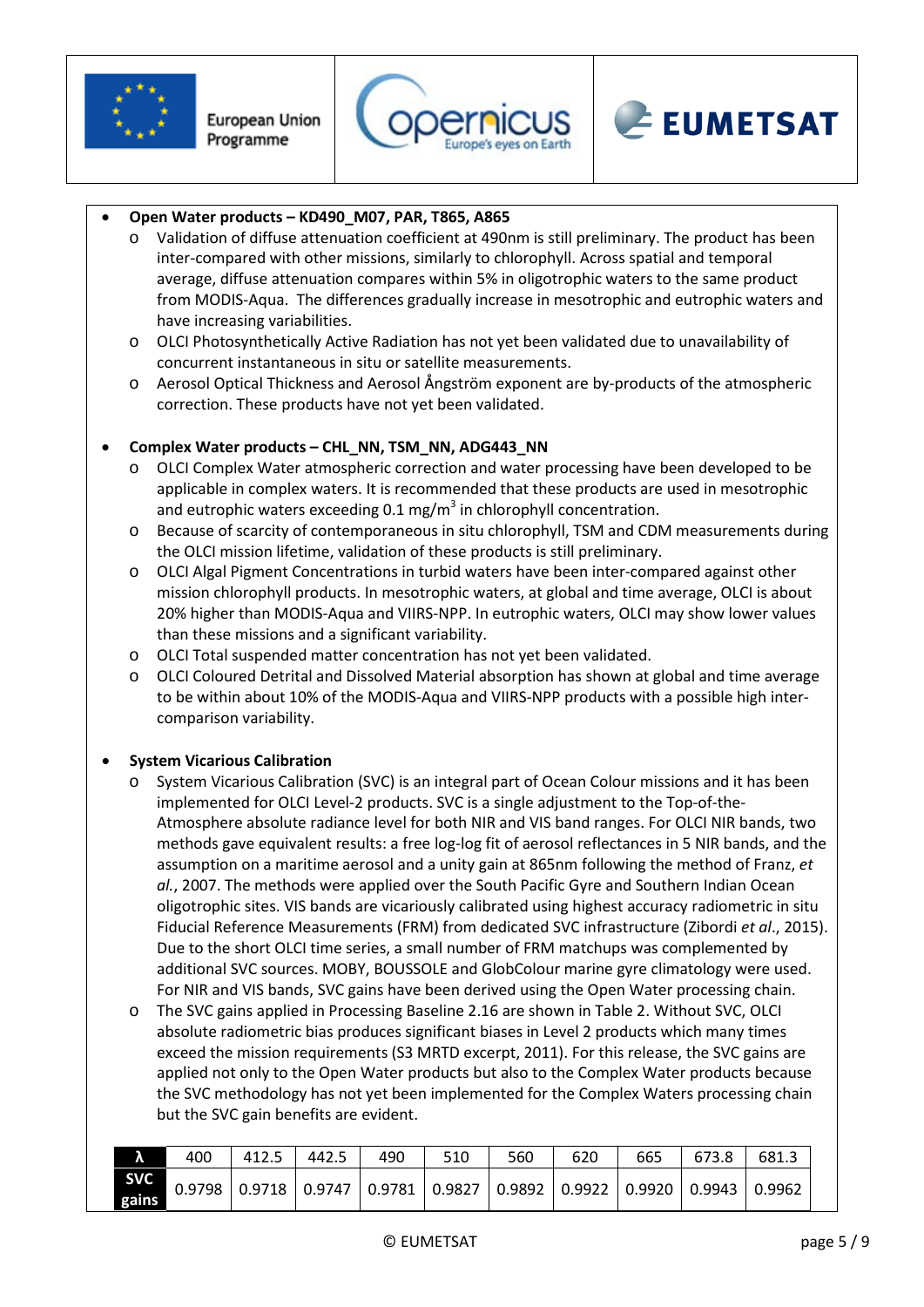- **Open Water products – KD490_M07, PAR, T865, A865**
  - Validation of diffuse attenuation coefficient at 490nm is still preliminary. The product has been inter-compared with other missions, similarly to chlorophyll. Across spatial and temporal average, diffuse attenuation compares within 5% in oligotrophic waters to the same product from MODIS-Aqua. The differences gradually increase in mesotrophic and eutrophic waters and have increasing variabilities.
  - OLCI Photosynthetically Active Radiation has not yet been validated due to unavailability of concurrent instantaneous in situ or satellite measurements.
  - Aerosol Optical Thickness and Aerosol Ångström exponent are by-products of the atmospheric correction. These products have not yet been validated.

- **Complex Water products – CHL_NN, TSM_NN, ADG443_NN**
  - OLCI Complex Water atmospheric correction and water processing have been developed to be applicable in complex waters. It is recommended that these products are used in mesotrophic and eutrophic waters exceeding 0.1 mg/m$^3$ in chlorophyll concentration.
  - Because of scarcity of contemporaneous in situ chlorophyll, TSM and CDM measurements during the OLCI mission lifetime, validation of these products is still preliminary.
  - OLCI Algal Pigment Concentrations in turbid waters have been inter-compared against other mission chlorophyll products. In mesotrophic waters, at global and time average, OLCI is about 20% higher than MODIS-Aqua and VIIRS-NPP. In eutrophic waters, OLCI may show lower values than these missions and a significant variability.
  - OLCI Total suspended matter concentration has not yet been validated.
  - OLCI Coloured Detrital and Dissolved Material absorption has shown at global and time average to be within about 10% of the MODIS-Aqua and VIIRS-NPP products with a possible high inter-comparison variability.

- **System Vicarious Calibration**
  - System Vicarious Calibration (SVC) is an integral part of Ocean Colour missions and it has been implemented for OLCI Level-2 products. SVC is a single adjustment to the Top-of-the-Atmosphere absolute radiance level for both NIR and VIS band ranges. For OLCI NIR bands, two methods gave equivalent results: a free log-log fit of aerosol reflectances in 5 NIR bands, and the assumption on a maritime aerosol and a unity gain at 865nm following the method of Franz, *et al.*, 2007. The methods were applied over the South Pacific Gyre and Southern Indian Ocean oligotrophic sites. VIS bands are vicariously calibrated using highest accuracy radiometric in situ Fiducial Reference Measurements (FRM) from dedicated SVC infrastructure (Zibordi *et al*., 2015). Due to the short OLCI time series, a small number of FRM matchups was complemented by additional SVC sources. MOBY, BOUSSOLE and GlobColour marine gyre climatology were used. For NIR and VIS bands, SVC gains have been derived using the Open Water processing chain.
  - The SVC gains applied in Processing Baseline 2.16 are shown in Table 2. Without SVC, OLCI absolute radiometric bias produces significant biases in Level 2 products which many times exceed the mission requirements (S3 MRTD excerpt, 2011). For this release, the SVC gains are applied not only to the Open Water products but also to the Complex Water products because the SVC methodology has not yet been implemented for the Complex Waters processing chain but the SVC gain benefits are evident.

| λ | 400 | 412.5 | 442.5 | 490 | 510 | 560 | 620 | 665 | 673.8 | 681.3 |
|---|---|---|---|---|---|---|---|---|---|---|
| SVC gains | 0.9798 | 0.9718 | 0.9747 | 0.9781 | 0.9827 | 0.9892 | 0.9922 | 0.9920 | 0.9943 | 0.9962 |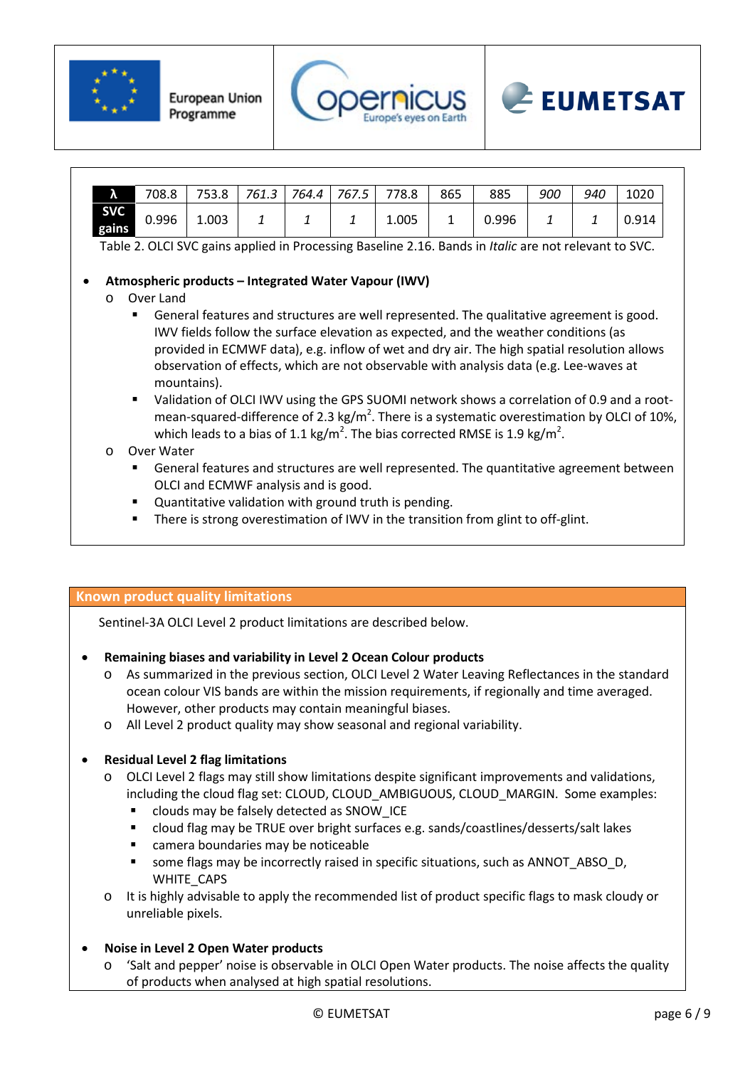| λ | 708.8 | 753.8 | *761.3* | *764.4* | *767.5* | 778.8 | 865 | 885 | *900* | *940* | 1020 |
|---|---|---|---|---|---|---|---|---|---|---|---|
| **SVC gains** | 0.996 | 1.003 | *1* | *1* | *1* | 1.005 | 1 | 0.996 | *1* | *1* | 0.914 |

Table 2. OLCI SVC gains applied in Processing Baseline 2.16. Bands in *Italic* are not relevant to SVC.

- **Atmospheric products – Integrated Water Vapour (IWV)**
  - Over Land
    - General features and structures are well represented. The qualitative agreement is good. IWV fields follow the surface elevation as expected, and the weather conditions (as provided in ECMWF data), e.g. inflow of wet and dry air. The high spatial resolution allows observation of effects, which are not observable with analysis data (e.g. Lee-waves at mountains).
    - Validation of OLCI IWV using the GPS SUOMI network shows a correlation of 0.9 and a root-mean-squared-difference of 2.3 kg/m$^2$. There is a systematic overestimation by OLCI of 10%, which leads to a bias of 1.1 kg/m$^2$. The bias corrected RMSE is 1.9 kg/m$^2$.
  - Over Water
    - General features and structures are well represented. The quantitative agreement between OLCI and ECMWF analysis and is good.
    - Quantitative validation with ground truth is pending.
    - There is strong overestimation of IWV in the transition from glint to off-glint.

## Known product quality limitations

Sentinel-3A OLCI Level 2 product limitations are described below.

- **Remaining biases and variability in Level 2 Ocean Colour products**
  - As summarized in the previous section, OLCI Level 2 Water Leaving Reflectances in the standard ocean colour VIS bands are within the mission requirements, if regionally and time averaged. However, other products may contain meaningful biases.
  - All Level 2 product quality may show seasonal and regional variability.

- **Residual Level 2 flag limitations**
  - OLCI Level 2 flags may still show limitations despite significant improvements and validations, including the cloud flag set: CLOUD, CLOUD_AMBIGUOUS, CLOUD_MARGIN. Some examples:
    - clouds may be falsely detected as SNOW_ICE
    - cloud flag may be TRUE over bright surfaces e.g. sands/coastlines/desserts/salt lakes
    - camera boundaries may be noticeable
    - some flags may be incorrectly raised in specific situations, such as ANNOT_ABSO_D, WHITE_CAPS
  - It is highly advisable to apply the recommended list of product specific flags to mask cloudy or unreliable pixels.

- **Noise in Level 2 Open Water products**
  - 'Salt and pepper' noise is observable in OLCI Open Water products. The noise affects the quality of products when analysed at high spatial resolutions.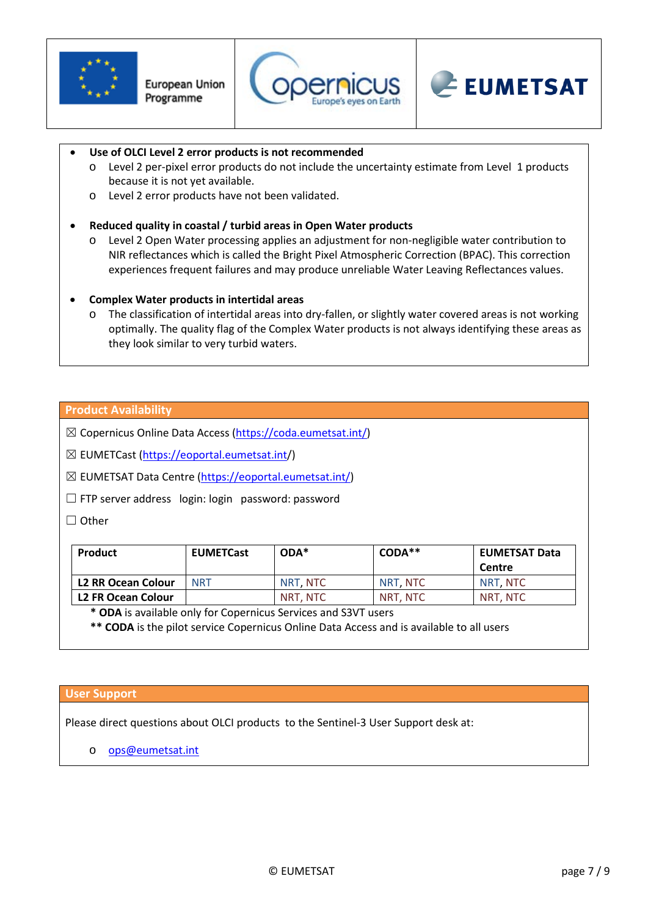- **Use of OLCI Level 2 error products is not recommended**
  - Level 2 per-pixel error products do not include the uncertainty estimate from Level 1 products because it is not yet available.
  - Level 2 error products have not been validated.

- **Reduced quality in coastal / turbid areas in Open Water products**
  - Level 2 Open Water processing applies an adjustment for non-negligible water contribution to NIR reflectances which is called the Bright Pixel Atmospheric Correction (BPAC). This correction experiences frequent failures and may produce unreliable Water Leaving Reflectances values.

- **Complex Water products in intertidal areas**
  - The classification of intertidal areas into dry-fallen, or slightly water covered areas is not working optimally. The quality flag of the Complex Water products is not always identifying these areas as they look similar to very turbid waters.

## Product Availability

☒ Copernicus Online Data Access (https://coda.eumetsat.int/)

☒ EUMETCast (https://eoportal.eumetsat.int/)

☒ EUMETSAT Data Centre (https://eoportal.eumetsat.int/)

☐ FTP server address login: login password: password

☐ Other

| Product | EUMETCast | ODA* | CODA** | EUMETSAT Data Centre |
|---|---|---|---|---|
| **L2 RR Ocean Colour** | NRT | NRT, NTC | NRT, NTC | NRT, NTC |
| **L2 FR Ocean Colour** | | NRT, NTC | NRT, NTC | NRT, NTC |

**\* ODA** is available only for Copernicus Services and S3VT users

**\*\* CODA** is the pilot service Copernicus Online Data Access and is available to all users

## User Support

Please direct questions about OLCI products to the Sentinel-3 User Support desk at:

- ops@eumetsat.int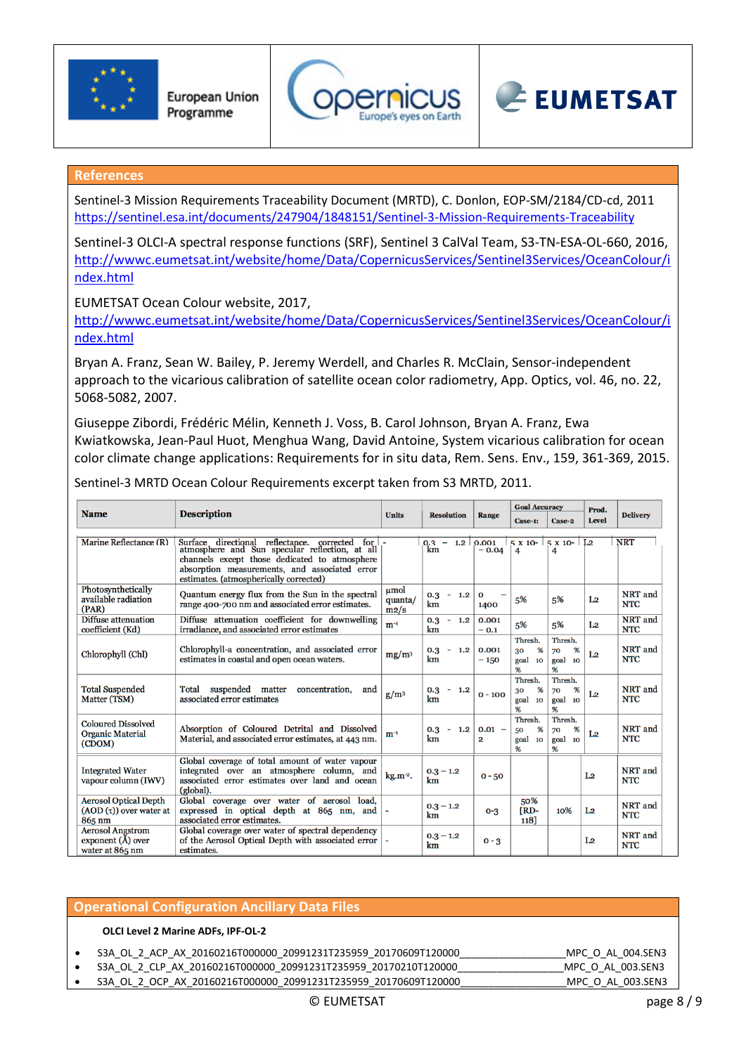## References

Sentinel-3 Mission Requirements Traceability Document (MRTD), C. Donlon, EOP-SM/2184/CD-cd, 2011
https://sentinel.esa.int/documents/247904/1848151/Sentinel-3-Mission-Requirements-Traceability

Sentinel-3 OLCI-A spectral response functions (SRF), Sentinel 3 CalVal Team, S3-TN-ESA-OL-660, 2016, http://wwwc.eumetsat.int/website/home/Data/CopernicusServices/Sentinel3Services/OceanColour/index.html

EUMETSAT Ocean Colour website, 2017, http://wwwc.eumetsat.int/website/home/Data/CopernicusServices/Sentinel3Services/OceanColour/index.html

Bryan A. Franz, Sean W. Bailey, P. Jeremy Werdell, and Charles R. McClain, Sensor-independent approach to the vicarious calibration of satellite ocean color radiometry, App. Optics, vol. 46, no. 22, 5068-5082, 2007.

Giuseppe Zibordi, Frédéric Mélin, Kenneth J. Voss, B. Carol Johnson, Bryan A. Franz, Ewa Kwiatkowska, Jean-Paul Huot, Menghua Wang, David Antoine, System vicarious calibration for ocean color climate change applications: Requirements for in situ data, Rem. Sens. Env., 159, 361-369, 2015.

Sentinel-3 MRTD Ocean Colour Requirements excerpt taken from S3 MRTD, 2011.

| Name | Description | Units | Resolution | Range | Goal Accuracy | | Prod. Level | Delivery |
|---|---|---|---|---|---|---|---|---|
| | | | | | Case-1: | Case-2 | | |
| Marine Reflectance (R) | Surface directional reflectance, corrected for atmosphere and Sun specular reflection, at all channels except those dedicated to atmosphere absorption measurements, and associated error estimates. (atmospherically corrected) | - | 0.3 – 1.2 km | 0.001 – 0.04 | 5 x 10-4 | 5 x 10-4 | L2 | NRT |
| Photosynthetically available radiation (PAR) | Quantum energy flux from the Sun in the spectral range 400-700 nm and associated error estimates. | µmol quanta/m2/s | 0.3 - 1.2 km | 0 – 1400 | 5% | 5% | L2 | NRT and NTC |
| Diffuse attenuation coefficient (Kd) | Diffuse attenuation coefficient for downwelling irradiance, and associated error estimates | $m^{-1}$ | 0.3 - 1.2 km | 0.001 – 0.1 | 5% | 5% | L2 | NRT and NTC |
| Chlorophyll (Chl) | Chlorophyll-a concentration, and associated error estimates in coastal and open ocean waters. | $mg/m^3$ | 0.3 - 1.2 km | 0.001 – 150 | Thresh. 30 % goal 10 % | Thresh. 70 % goal 10 % | L2 | NRT and NTC |
| Total Suspended Matter (TSM) | Total suspended matter concentration, and associated error estimates | $g/m^3$ | 0.3 - 1.2 km | 0 - 100 | Thresh. 30 % goal 10 % | Thresh. 70 % goal 10 % | L2 | NRT and NTC |
| Coloured Dissolved Organic Material (CDOM) | Absorption of Coloured Detrital and Dissolved Material, and associated error estimates, at 443 nm. | $m^{-1}$ | 0.3 - 1.2 km | 0.01 – 2 | Thresh. 50 % goal 10 % | Thresh. 70 % goal 10 % | L2 | NRT and NTC |
| Integrated Water vapour column (IWV) | Global coverage of total amount of water vapour integrated over an atmosphere column, and associated error estimates over land and ocean (global). | $kg.m^{-2}$. | 0.3 – 1.2 km | 0 - 50 | | | L2 | NRT and NTC |
| Aerosol Optical Depth (AOD (τ)) over water at 865 nm | Global coverage over water of aerosol load, expressed in optical depth at 865 nm, and associated error estimates. | - | 0.3 – 1.2 km | 0-3 | 50% [RD-118] | 10% | L2 | NRT and NTC |
| Aerosol Angstrom exponent (Å) over water at 865 nm | Global coverage over water of spectral dependency of the Aerosol Optical Depth with associated error estimates. | - | 0.3 – 1.2 km | 0 - 3 | | | L2 | NRT and NTC |

## Operational Configuration Ancillary Data Files

**OLCI Level 2 Marine ADFs, IPF-OL-2**

- S3A_OL_2_ACP_AX_20160216T000000_20991231T235959_20170609T120000___________________MPC_O_AL_004.SEN3
- S3A_OL_2_CLP_AX_20160216T000000_20991231T235959_20170210T120000___________________MPC_O_AL_003.SEN3
- S3A_OL_2_OCP_AX_20160216T000000_20991231T235959_20170609T120000___________________MPC_O_AL_003.SEN3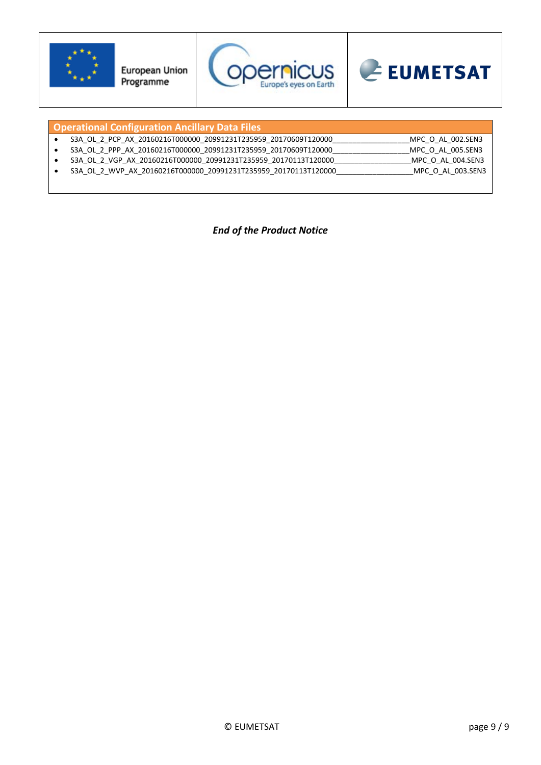## Operational Configuration Ancillary Data Files

- S3A_OL_2_PCP_AX_20160216T000000_20991231T235959_20170609T120000___________________MPC_O_AL_002.SEN3
- S3A_OL_2_PPP_AX_20160216T000000_20991231T235959_20170609T120000___________________MPC_O_AL_005.SEN3
- S3A_OL_2_VGP_AX_20160216T000000_20991231T235959_20170113T120000___________________MPC_O_AL_004.SEN3
- S3A_OL_2_WVP_AX_20160216T000000_20991231T235959_20170113T120000___________________MPC_O_AL_003.SEN3

***End of the Product Notice***